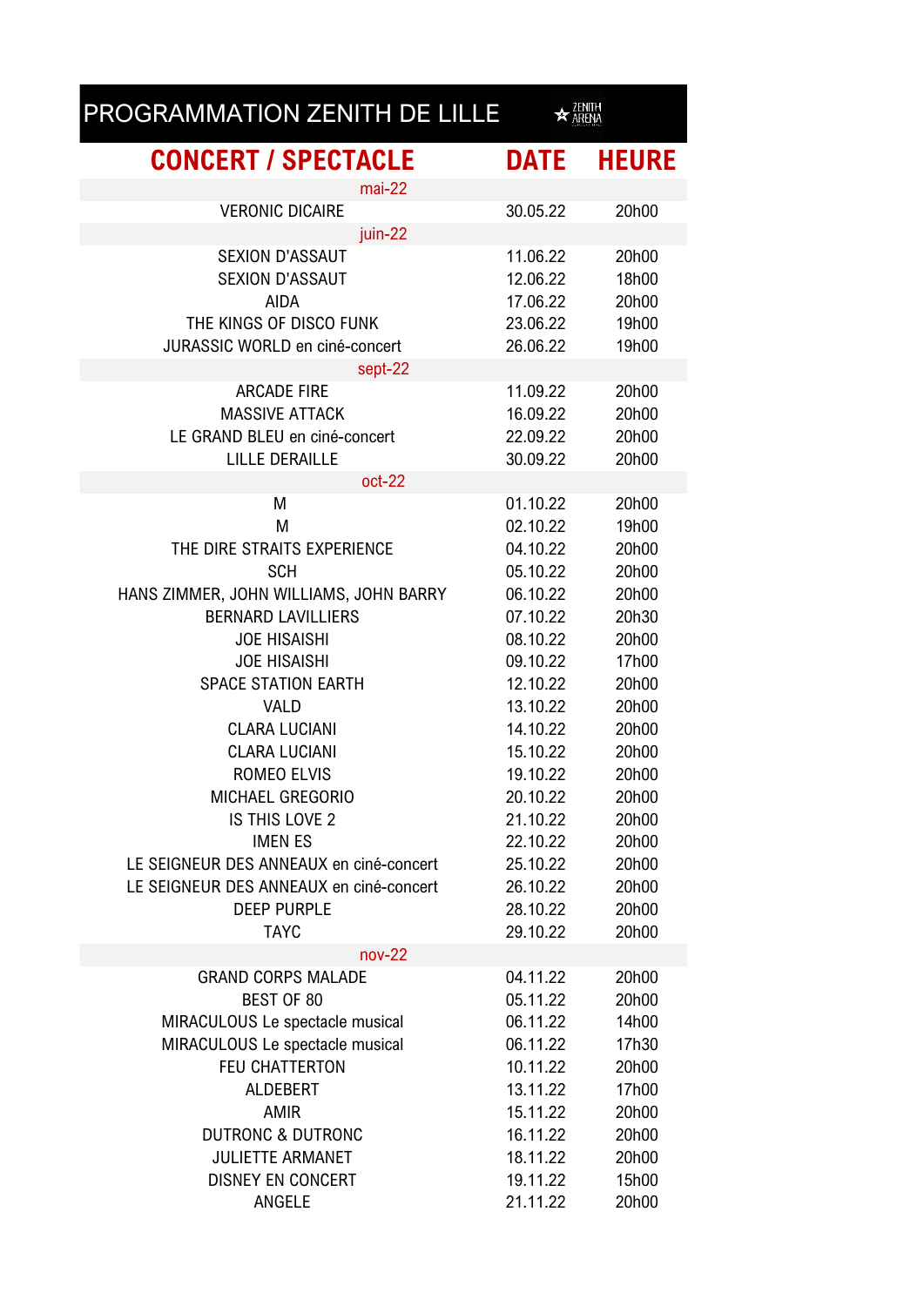# PROGRAMMATION ZENITH DE LILLE

| CONCERT / SPECTACLE | DATE | HEURE |
|---|---|---|
| mai-22 | | |
| VERONIC DICAIRE | 30.05.22 | 20h00 |
| juin-22 | | |
| SEXION D'ASSAUT | 11.06.22 | 20h00 |
| SEXION D'ASSAUT | 12.06.22 | 18h00 |
| AIDA | 17.06.22 | 20h00 |
| THE KINGS OF DISCO FUNK | 23.06.22 | 19h00 |
| JURASSIC WORLD en ciné-concert | 26.06.22 | 19h00 |
| sept-22 | | |
| ARCADE FIRE | 11.09.22 | 20h00 |
| MASSIVE ATTACK | 16.09.22 | 20h00 |
| LE GRAND BLEU en ciné-concert | 22.09.22 | 20h00 |
| LILLE DERAILLE | 30.09.22 | 20h00 |
| oct-22 | | |
| M | 01.10.22 | 20h00 |
| M | 02.10.22 | 19h00 |
| THE DIRE STRAITS EXPERIENCE | 04.10.22 | 20h00 |
| SCH | 05.10.22 | 20h00 |
| HANS ZIMMER, JOHN WILLIAMS, JOHN BARRY | 06.10.22 | 20h00 |
| BERNARD LAVILLIERS | 07.10.22 | 20h30 |
| JOE HISAISHI | 08.10.22 | 20h00 |
| JOE HISAISHI | 09.10.22 | 17h00 |
| SPACE STATION EARTH | 12.10.22 | 20h00 |
| VALD | 13.10.22 | 20h00 |
| CLARA LUCIANI | 14.10.22 | 20h00 |
| CLARA LUCIANI | 15.10.22 | 20h00 |
| ROMEO ELVIS | 19.10.22 | 20h00 |
| MICHAEL GREGORIO | 20.10.22 | 20h00 |
| IS THIS LOVE 2 | 21.10.22 | 20h00 |
| IMEN ES | 22.10.22 | 20h00 |
| LE SEIGNEUR DES ANNEAUX en ciné-concert | 25.10.22 | 20h00 |
| LE SEIGNEUR DES ANNEAUX en ciné-concert | 26.10.22 | 20h00 |
| DEEP PURPLE | 28.10.22 | 20h00 |
| TAYC | 29.10.22 | 20h00 |
| nov-22 | | |
| GRAND CORPS MALADE | 04.11.22 | 20h00 |
| BEST OF 80 | 05.11.22 | 20h00 |
| MIRACULOUS Le spectacle musical | 06.11.22 | 14h00 |
| MIRACULOUS Le spectacle musical | 06.11.22 | 17h30 |
| FEU CHATTERTON | 10.11.22 | 20h00 |
| ALDEBERT | 13.11.22 | 17h00 |
| AMIR | 15.11.22 | 20h00 |
| DUTRONC & DUTRONC | 16.11.22 | 20h00 |
| JULIETTE ARMANET | 18.11.22 | 20h00 |
| DISNEY EN CONCERT | 19.11.22 | 15h00 |
| ANGELE | 21.11.22 | 20h00 |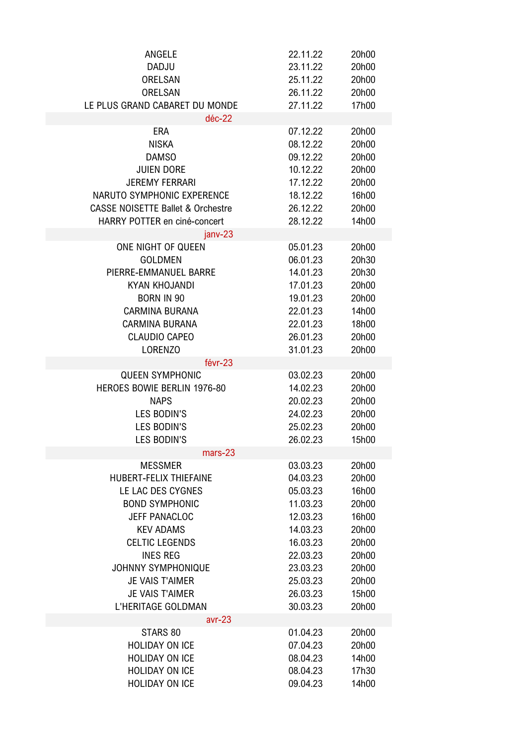| | | |
|---|---|---|
| ANGELE | 22.11.22 | 20h00 |
| DADJU | 23.11.22 | 20h00 |
| ORELSAN | 25.11.22 | 20h00 |
| ORELSAN | 26.11.22 | 20h00 |
| LE PLUS GRAND CABARET DU MONDE | 27.11.22 | 17h00 |
| déc-22 | | |
| ERA | 07.12.22 | 20h00 |
| NISKA | 08.12.22 | 20h00 |
| DAMSO | 09.12.22 | 20h00 |
| JUIEN DORE | 10.12.22 | 20h00 |
| JEREMY FERRARI | 17.12.22 | 20h00 |
| NARUTO SYMPHONIC EXPERENCE | 18.12.22 | 16h00 |
| CASSE NOISETTE Ballet & Orchestre | 26.12.22 | 20h00 |
| HARRY POTTER en ciné-concert | 28.12.22 | 14h00 |
| janv-23 | | |
| ONE NIGHT OF QUEEN | 05.01.23 | 20h00 |
| GOLDMEN | 06.01.23 | 20h30 |
| PIERRE-EMMANUEL BARRE | 14.01.23 | 20h30 |
| KYAN KHOJANDI | 17.01.23 | 20h00 |
| BORN IN 90 | 19.01.23 | 20h00 |
| CARMINA BURANA | 22.01.23 | 14h00 |
| CARMINA BURANA | 22.01.23 | 18h00 |
| CLAUDIO CAPEO | 26.01.23 | 20h00 |
| LORENZO | 31.01.23 | 20h00 |
| févr-23 | | |
| QUEEN SYMPHONIC | 03.02.23 | 20h00 |
| HEROES BOWIE BERLIN 1976-80 | 14.02.23 | 20h00 |
| NAPS | 20.02.23 | 20h00 |
| LES BODIN'S | 24.02.23 | 20h00 |
| LES BODIN'S | 25.02.23 | 20h00 |
| LES BODIN'S | 26.02.23 | 15h00 |
| mars-23 | | |
| MESSMER | 03.03.23 | 20h00 |
| HUBERT-FELIX THIEFAINE | 04.03.23 | 20h00 |
| LE LAC DES CYGNES | 05.03.23 | 16h00 |
| BOND SYMPHONIC | 11.03.23 | 20h00 |
| JEFF PANACLOC | 12.03.23 | 16h00 |
| KEV ADAMS | 14.03.23 | 20h00 |
| CELTIC LEGENDS | 16.03.23 | 20h00 |
| INES REG | 22.03.23 | 20h00 |
| JOHNNY SYMPHONIQUE | 23.03.23 | 20h00 |
| JE VAIS T'AIMER | 25.03.23 | 20h00 |
| JE VAIS T'AIMER | 26.03.23 | 15h00 |
| L'HERITAGE GOLDMAN | 30.03.23 | 20h00 |
| avr-23 | | |
| STARS 80 | 01.04.23 | 20h00 |
| HOLIDAY ON ICE | 07.04.23 | 20h00 |
| HOLIDAY ON ICE | 08.04.23 | 14h00 |
| HOLIDAY ON ICE | 08.04.23 | 17h30 |
| HOLIDAY ON ICE | 09.04.23 | 14h00 |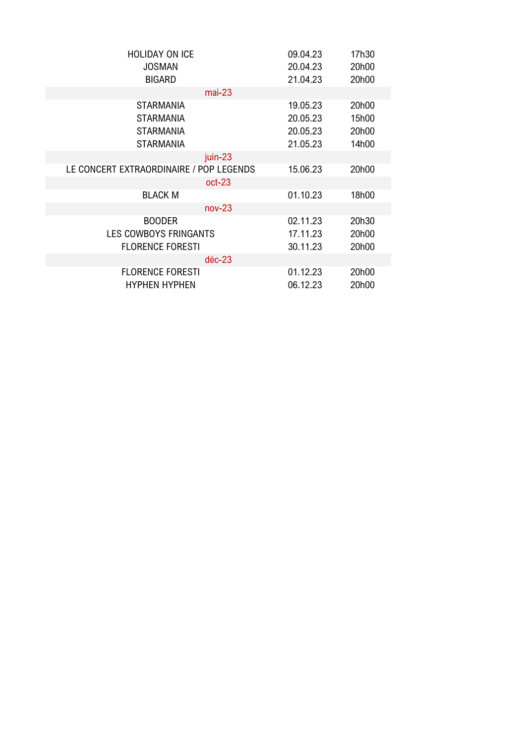| | | |
|---|---|---|
| HOLIDAY ON ICE | 09.04.23 | 17h30 |
| JOSMAN | 20.04.23 | 20h00 |
| BIGARD | 21.04.23 | 20h00 |
| mai-23 | | |
| STARMANIA | 19.05.23 | 20h00 |
| STARMANIA | 20.05.23 | 15h00 |
| STARMANIA | 20.05.23 | 20h00 |
| STARMANIA | 21.05.23 | 14h00 |
| juin-23 | | |
| LE CONCERT EXTRAORDINAIRE / POP LEGENDS | 15.06.23 | 20h00 |
| oct-23 | | |
| BLACK M | 01.10.23 | 18h00 |
| nov-23 | | |
| BOODER | 02.11.23 | 20h30 |
| LES COWBOYS FRINGANTS | 17.11.23 | 20h00 |
| FLORENCE FORESTI | 30.11.23 | 20h00 |
| déc-23 | | |
| FLORENCE FORESTI | 01.12.23 | 20h00 |
| HYPHEN HYPHEN | 06.12.23 | 20h00 |